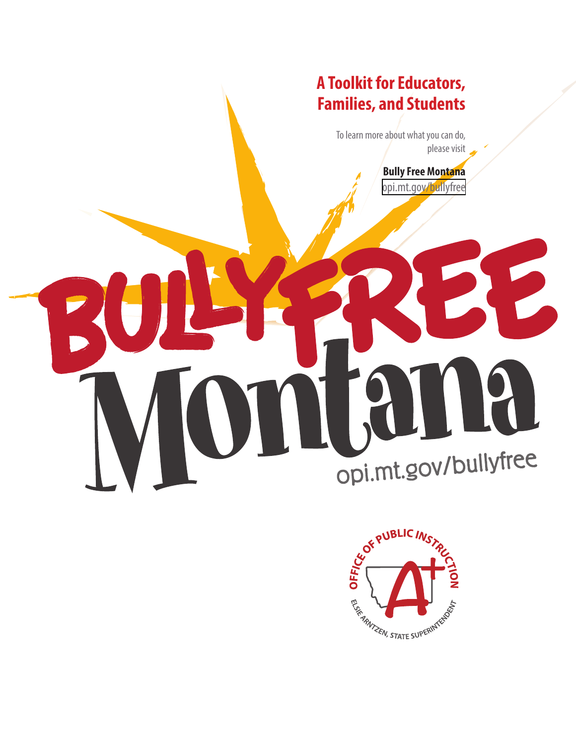# A Toolkit for Educators, Families, and Students

To learn more about what you can do, please visit

**Bully Free Montana**
opi.mt.gov/bullyfree

# BULLY FREE Montana

opi.mt.gov/bullyfree

OFFICE OF PUBLIC INSTRUCTION
ELSIE ARNTZEN, STATE SUPERINTENDENT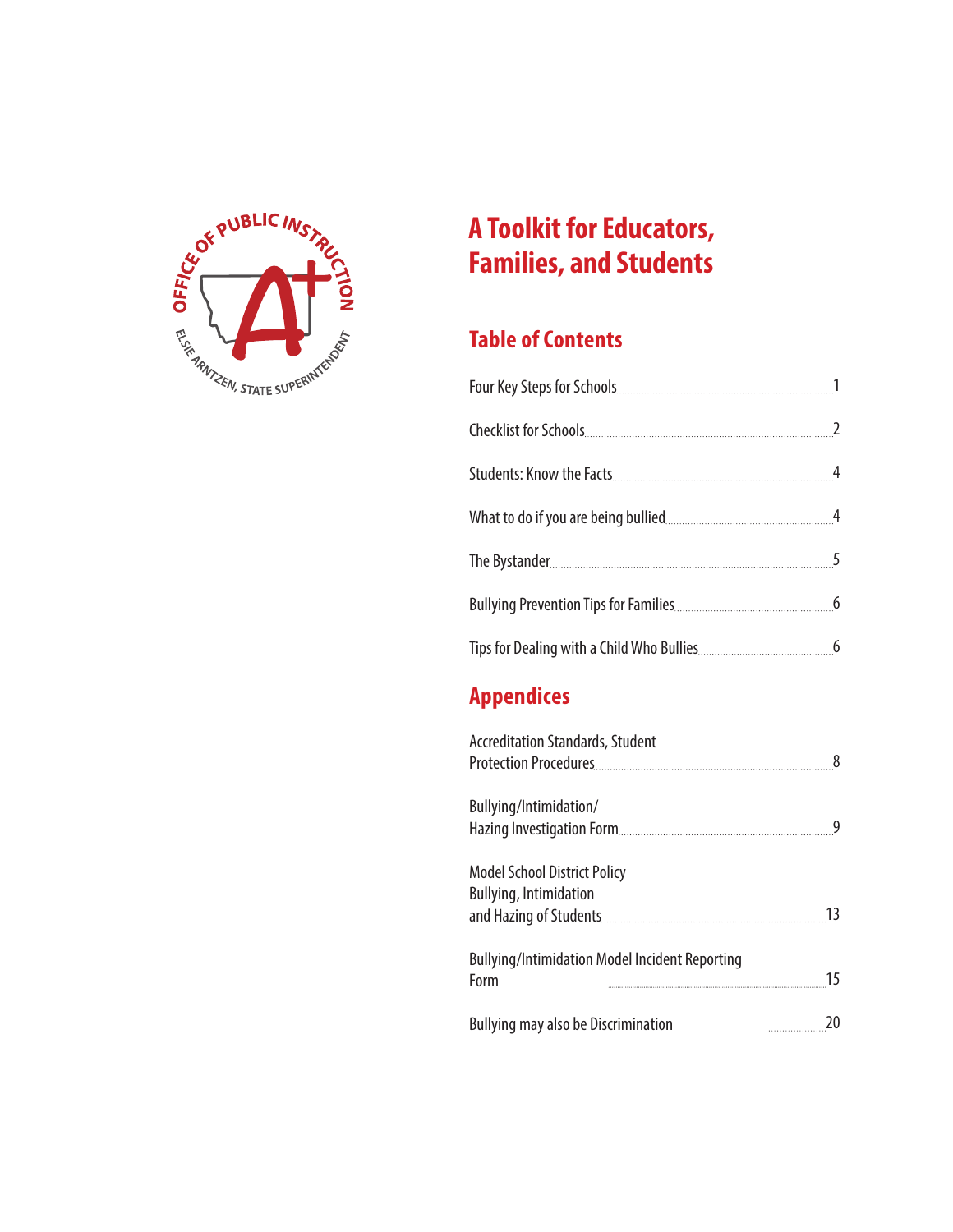# A Toolkit for Educators, Families, and Students

## Table of Contents

| | |
|---|---|
| Four Key Steps for Schools | 1 |
| Checklist for Schools | 2 |
| Students: Know the Facts | 4 |
| What to do if you are being bullied | 4 |
| The Bystander | 5 |
| Bullying Prevention Tips for Families | 6 |
| Tips for Dealing with a Child Who Bullies | 6 |

## Appendices

| | |
|---|---|
| Accreditation Standards, Student Protection Procedures | 8 |
| Bullying/Intimidation/ Hazing Investigation Form | 9 |
| Model School District Policy Bullying, Intimidation and Hazing of Students | 13 |
| Bullying/Intimidation Model Incident Reporting Form | 15 |
| Bullying may also be Discrimination | 20 |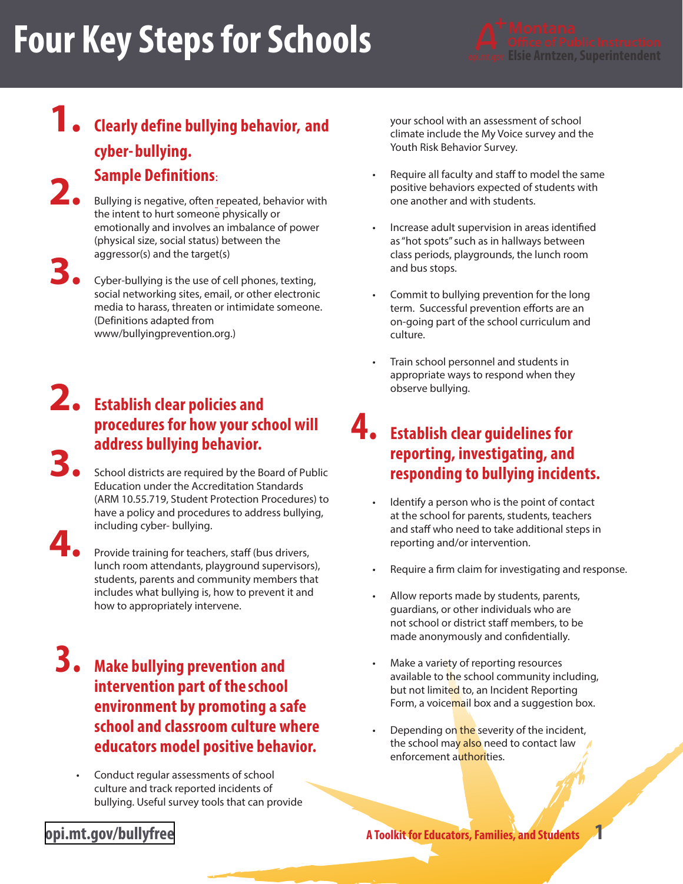# Four Key Steps for Schools

## 1. Clearly define bullying behavior, and cyber-bullying.

**Sample Definitions**:

Bullying is negative, often repeated, behavior with the intent to hurt someone physically or emotionally and involves an imbalance of power (physical size, social status) between the aggressor(s) and the target(s)

Cyber-bullying is the use of cell phones, texting, social networking sites, email, or other electronic media to harass, threaten or intimidate someone. (Definitions adapted from www/bullyingprevention.org.)

## 2. Establish clear policies and procedures for how your school will address bullying behavior.

School districts are required by the Board of Public Education under the Accreditation Standards (ARM 10.55.719, Student Protection Procedures) to have a policy and procedures to address bullying, including cyber- bullying.

Provide training for teachers, staff (bus drivers, lunch room attendants, playground supervisors), students, parents and community members that includes what bullying is, how to prevent it and how to appropriately intervene.

## 3. Make bullying prevention and intervention part of the school environment by promoting a safe school and classroom culture where educators model positive behavior.

- Conduct regular assessments of school culture and track reported incidents of bullying. Useful survey tools that can provide your school with an assessment of school climate include the My Voice survey and the Youth Risk Behavior Survey.
- Require all faculty and staff to model the same positive behaviors expected of students with one another and with students.
- Increase adult supervision in areas identified as "hot spots" such as in hallways between class periods, playgrounds, the lunch room and bus stops.
- Commit to bullying prevention for the long term. Successful prevention efforts are an on-going part of the school curriculum and culture.
- Train school personnel and students in appropriate ways to respond when they observe bullying.

## 4. Establish clear guidelines for reporting, investigating, and responding to bullying incidents.

- Identify a person who is the point of contact at the school for parents, students, teachers and staff who need to take additional steps in reporting and/or intervention.
- Require a firm claim for investigating and response.
- Allow reports made by students, parents, guardians, or other individuals who are not school or district staff members, to be made anonymously and confidentially.
- Make a variety of reporting resources available to the school community including, but not limited to, an Incident Reporting Form, a voicemail box and a suggestion box.
- Depending on the severity of the incident, the school may also need to contact law enforcement authorities.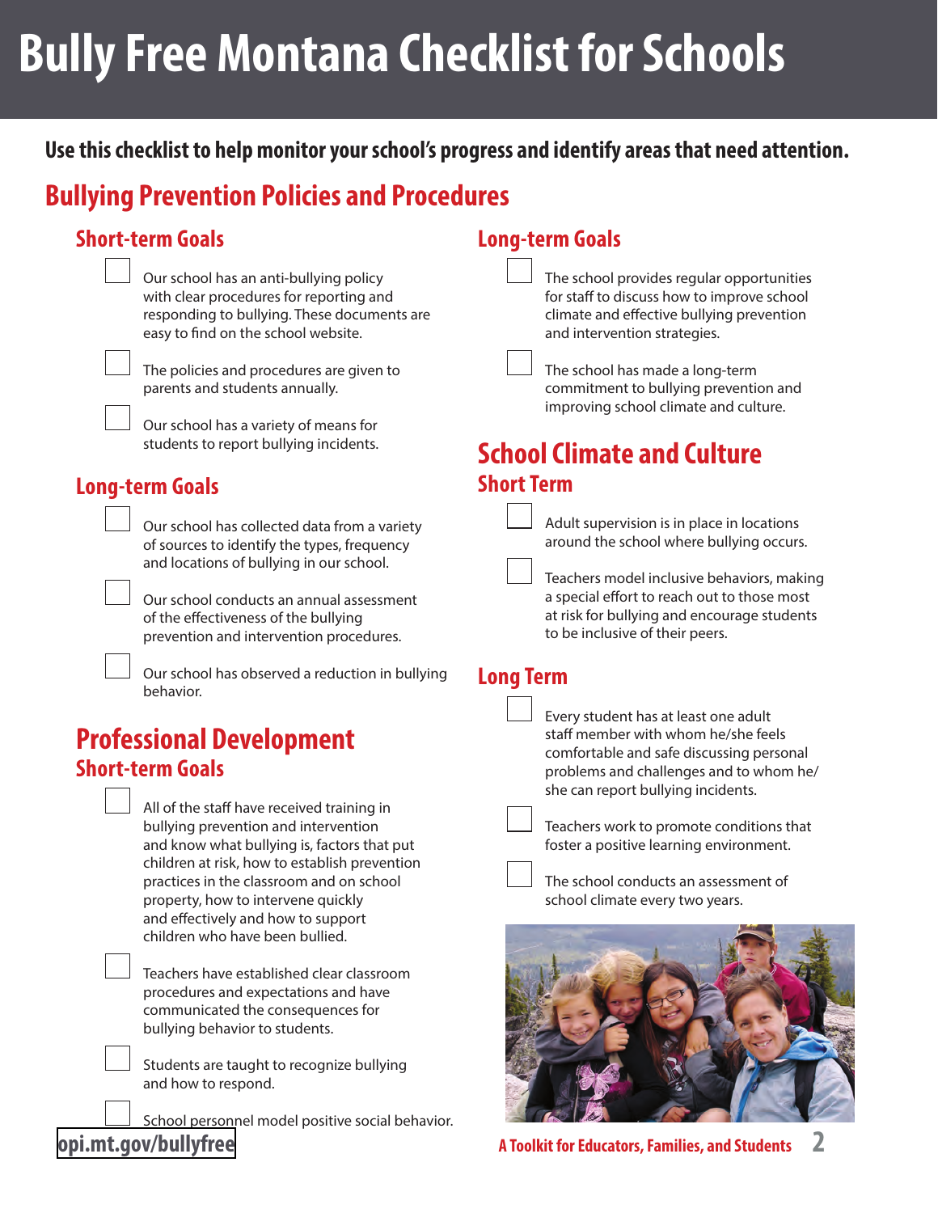# Bully Free Montana Checklist for Schools

**Use this checklist to help monitor your school's progress and identify areas that need attention.**

## Bullying Prevention Policies and Procedures

### Short-term Goals

- [ ] Our school has an anti-bullying policy with clear procedures for reporting and responding to bullying. These documents are easy to find on the school website.
- [ ] The policies and procedures are given to parents and students annually.
- [ ] Our school has a variety of means for students to report bullying incidents.

### Long-term Goals

- [ ] Our school has collected data from a variety of sources to identify the types, frequency and locations of bullying in our school.
- [ ] Our school conducts an annual assessment of the effectiveness of the bullying prevention and intervention procedures.
- [ ] Our school has observed a reduction in bullying behavior.

## Professional Development

### Short-term Goals

- [ ] All of the staff have received training in bullying prevention and intervention and know what bullying is, factors that put children at risk, how to establish prevention practices in the classroom and on school property, how to intervene quickly and effectively and how to support children who have been bullied.
- [ ] Teachers have established clear classroom procedures and expectations and have communicated the consequences for bullying behavior to students.
- [ ] Students are taught to recognize bullying and how to respond.
- [ ] School personnel model positive social behavior.

### Long-term Goals

- [ ] The school provides regular opportunities for staff to discuss how to improve school climate and effective bullying prevention and intervention strategies.
- [ ] The school has made a long-term commitment to bullying prevention and improving school climate and culture.

## School Climate and Culture

### Short Term

- [ ] Adult supervision is in place in locations around the school where bullying occurs.
- [ ] Teachers model inclusive behaviors, making a special effort to reach out to those most at risk for bullying and encourage students to be inclusive of their peers.

### Long Term

- [ ] Every student has at least one adult staff member with whom he/she feels comfortable and safe discussing personal problems and challenges and to whom he/she can report bullying incidents.
- [ ] Teachers work to promote conditions that foster a positive learning environment.
- [ ] The school conducts an assessment of school climate every two years.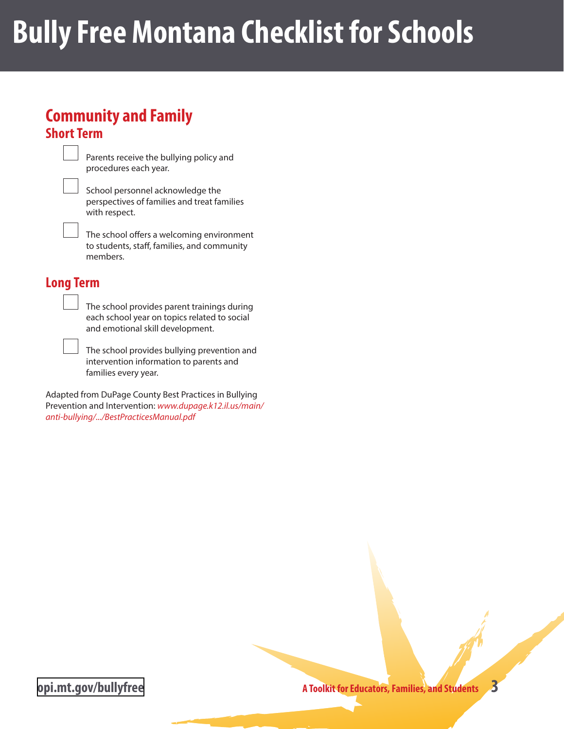# Bully Free Montana Checklist for Schools

## Community and Family

### Short Term

- [ ] Parents receive the bullying policy and procedures each year.
- [ ] School personnel acknowledge the perspectives of families and treat families with respect.
- [ ] The school offers a welcoming environment to students, staff, families, and community members.

### Long Term

- [ ] The school provides parent trainings during each school year on topics related to social and emotional skill development.
- [ ] The school provides bullying prevention and intervention information to parents and families every year.

Adapted from DuPage County Best Practices in Bullying Prevention and Intervention: *www.dupage.k12.il.us/main/anti-bullying/.../BestPracticesManual.pdf*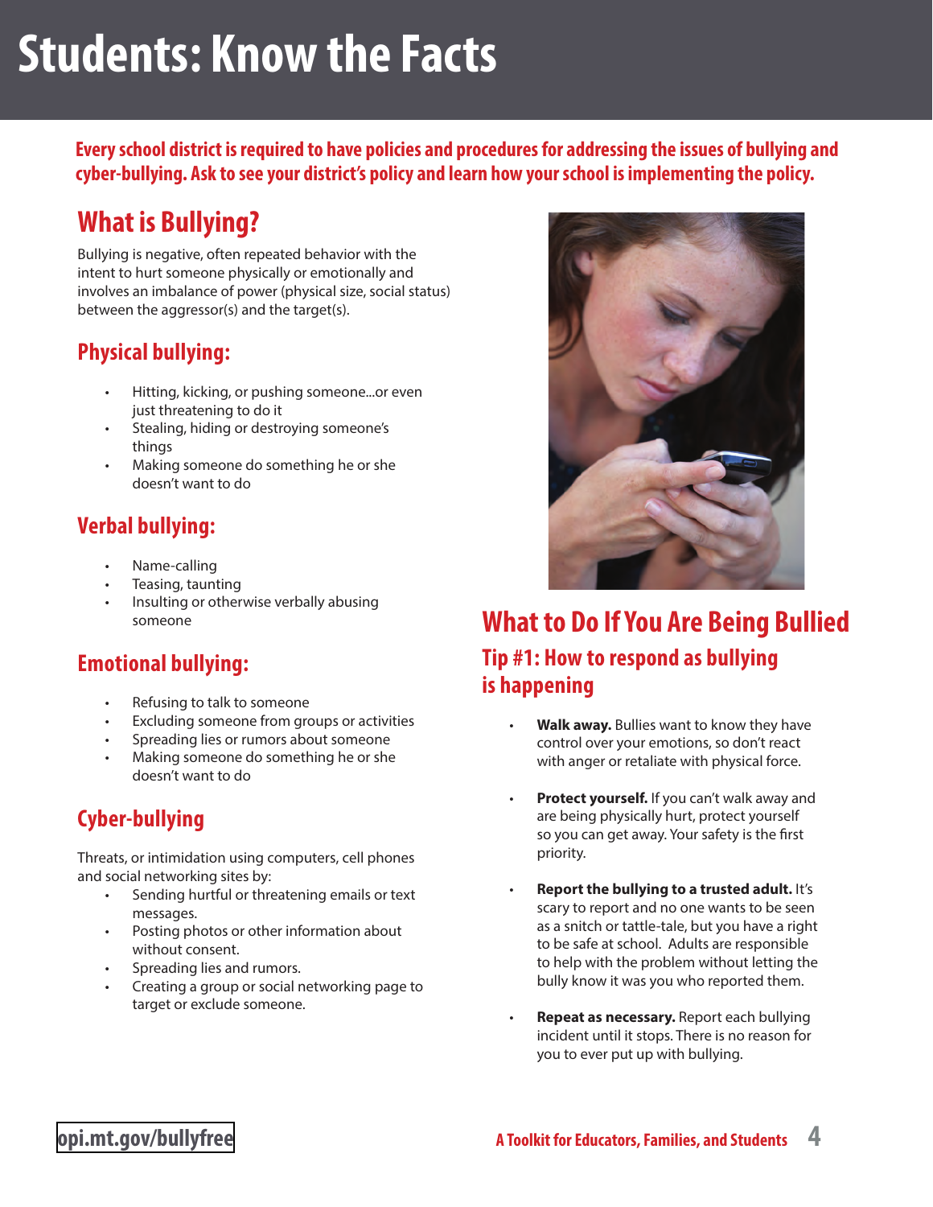# Students: Know the Facts

**Every school district is required to have policies and procedures for addressing the issues of bullying and cyber-bullying. Ask to see your district's policy and learn how your school is implementing the policy.**

## What is Bullying?

Bullying is negative, often repeated behavior with the intent to hurt someone physically or emotionally and involves an imbalance of power (physical size, social status) between the aggressor(s) and the target(s).

### Physical bullying:

- Hitting, kicking, or pushing someone...or even just threatening to do it
- Stealing, hiding or destroying someone's things
- Making someone do something he or she doesn't want to do

### Verbal bullying:

- Name-calling
- Teasing, taunting
- Insulting or otherwise verbally abusing someone

### Emotional bullying:

- Refusing to talk to someone
- Excluding someone from groups or activities
- Spreading lies or rumors about someone
- Making someone do something he or she doesn't want to do

### Cyber-bullying

Threats, or intimidation using computers, cell phones and social networking sites by:

- Sending hurtful or threatening emails or text messages.
- Posting photos or other information about without consent.
- Spreading lies and rumors.
- Creating a group or social networking page to target or exclude someone.

## What to Do If You Are Being Bullied

### Tip #1: How to respond as bullying is happening

- **Walk away.** Bullies want to know they have control over your emotions, so don't react with anger or retaliate with physical force.
- **Protect yourself.** If you can't walk away and are being physically hurt, protect yourself so you can get away. Your safety is the first priority.
- **Report the bullying to a trusted adult.** It's scary to report and no one wants to be seen as a snitch or tattle-tale, but you have a right to be safe at school. Adults are responsible to help with the problem without letting the bully know it was you who reported them.
- **Repeat as necessary.** Report each bullying incident until it stops. There is no reason for you to ever put up with bullying.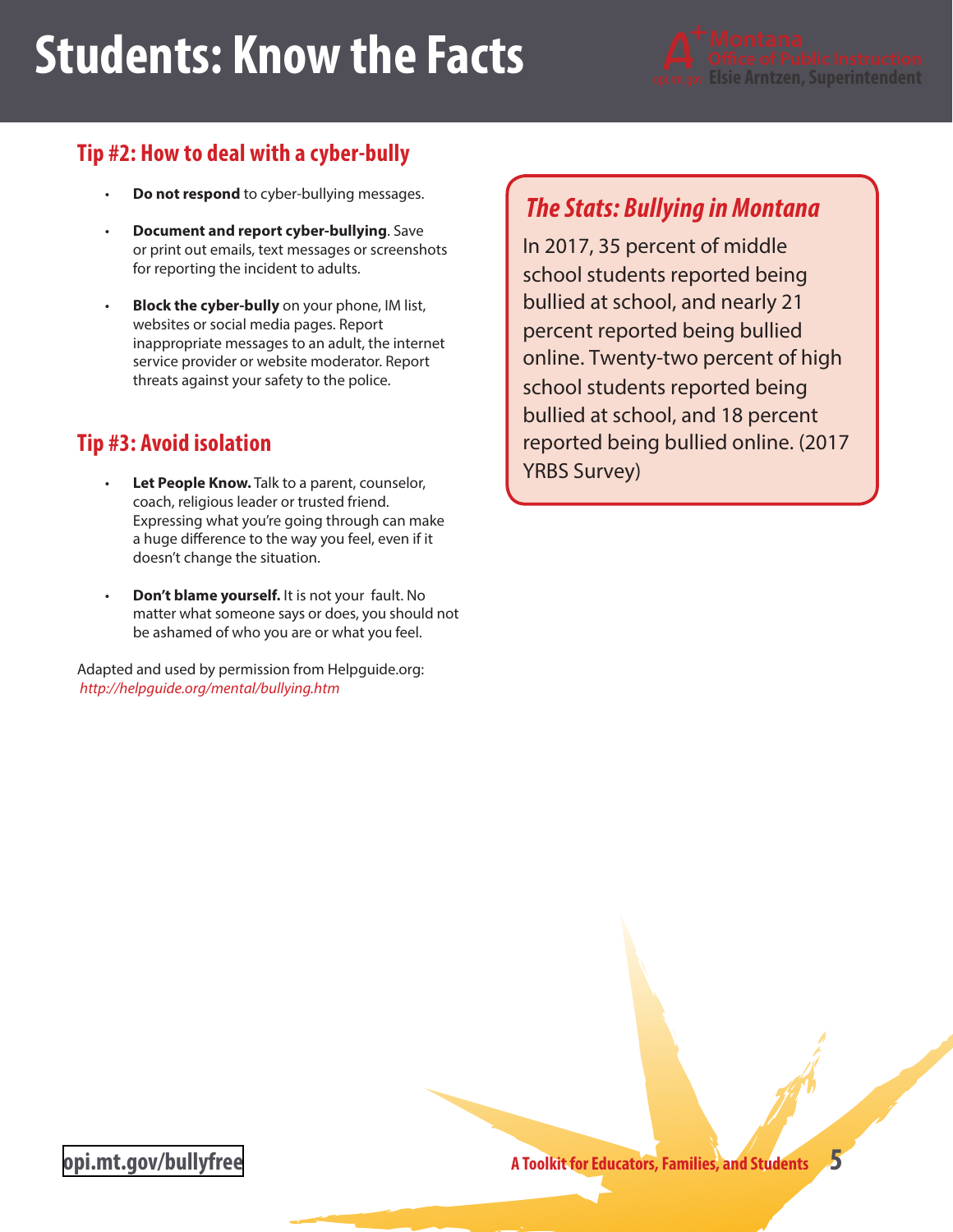# Students: Know the Facts

## Tip #2: How to deal with a cyber-bully

- **Do not respond** to cyber-bullying messages.
- **Document and report cyber-bullying**. Save or print out emails, text messages or screenshots for reporting the incident to adults.
- **Block the cyber-bully** on your phone, IM list, websites or social media pages. Report inappropriate messages to an adult, the internet service provider or website moderator. Report threats against your safety to the police.

## Tip #3: Avoid isolation

- **Let People Know.** Talk to a parent, counselor, coach, religious leader or trusted friend. Expressing what you're going through can make a huge difference to the way you feel, even if it doesn't change the situation.
- **Don't blame yourself.** It is not your fault. No matter what someone says or does, you should not be ashamed of who you are or what you feel.

Adapted and used by permission from Helpguide.org: *http://helpguide.org/mental/bullying.htm*

### *The Stats: Bullying in Montana*

In 2017, 35 percent of middle school students reported being bullied at school, and nearly 21 percent reported being bullied online. Twenty-two percent of high school students reported being bullied at school, and 18 percent reported being bullied online. (2017 YRBS Survey)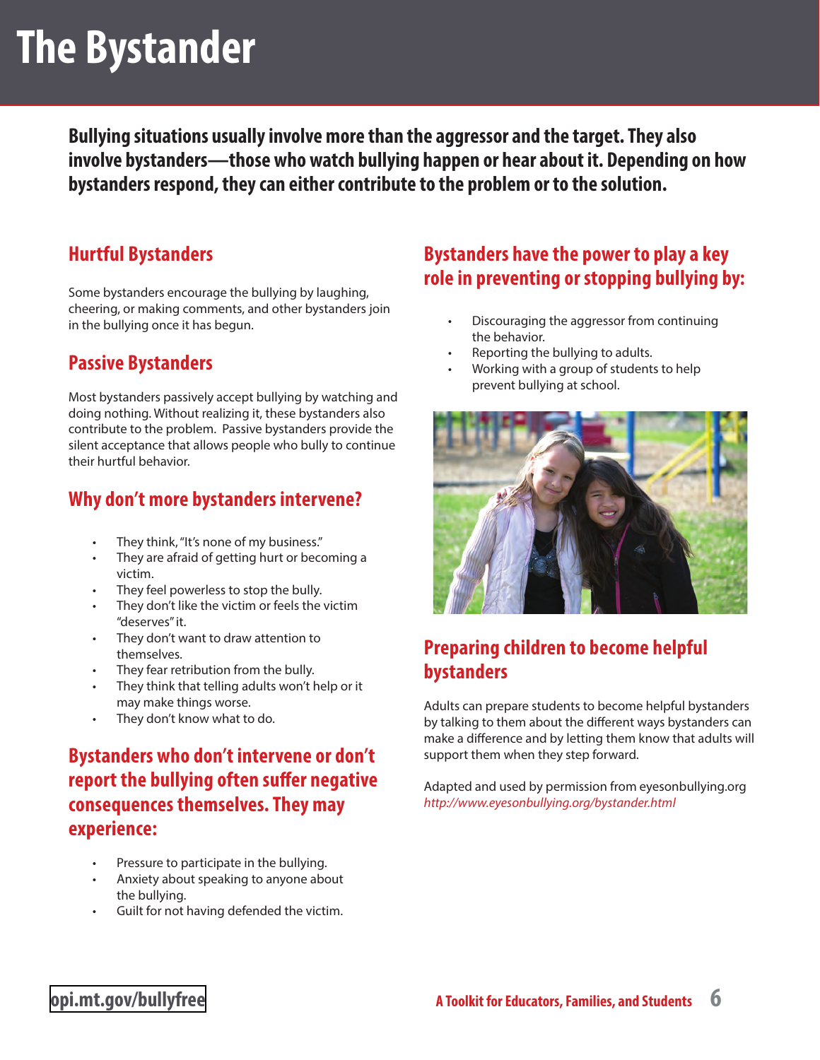# The Bystander

**Bullying situations usually involve more than the aggressor and the target. They also involve bystanders—those who watch bullying happen or hear about it. Depending on how bystanders respond, they can either contribute to the problem or to the solution.**

## Hurtful Bystanders

Some bystanders encourage the bullying by laughing, cheering, or making comments, and other bystanders join in the bullying once it has begun.

## Passive Bystanders

Most bystanders passively accept bullying by watching and doing nothing. Without realizing it, these bystanders also contribute to the problem. Passive bystanders provide the silent acceptance that allows people who bully to continue their hurtful behavior.

## Why don't more bystanders intervene?

- They think, "It's none of my business."
- They are afraid of getting hurt or becoming a victim.
- They feel powerless to stop the bully.
- They don't like the victim or feels the victim "deserves" it.
- They don't want to draw attention to themselves.
- They fear retribution from the bully.
- They think that telling adults won't help or it may make things worse.
- They don't know what to do.

## Bystanders who don't intervene or don't report the bullying often suffer negative consequences themselves. They may experience:

- Pressure to participate in the bullying.
- Anxiety about speaking to anyone about the bullying.
- Guilt for not having defended the victim.

## Bystanders have the power to play a key role in preventing or stopping bullying by:

- Discouraging the aggressor from continuing the behavior.
- Reporting the bullying to adults.
- Working with a group of students to help prevent bullying at school.

## Preparing children to become helpful bystanders

Adults can prepare students to become helpful bystanders by talking to them about the different ways bystanders can make a difference and by letting them know that adults will support them when they step forward.

Adapted and used by permission from eyesonbullying.org
*http://www.eyesonbullying.org/bystander.html*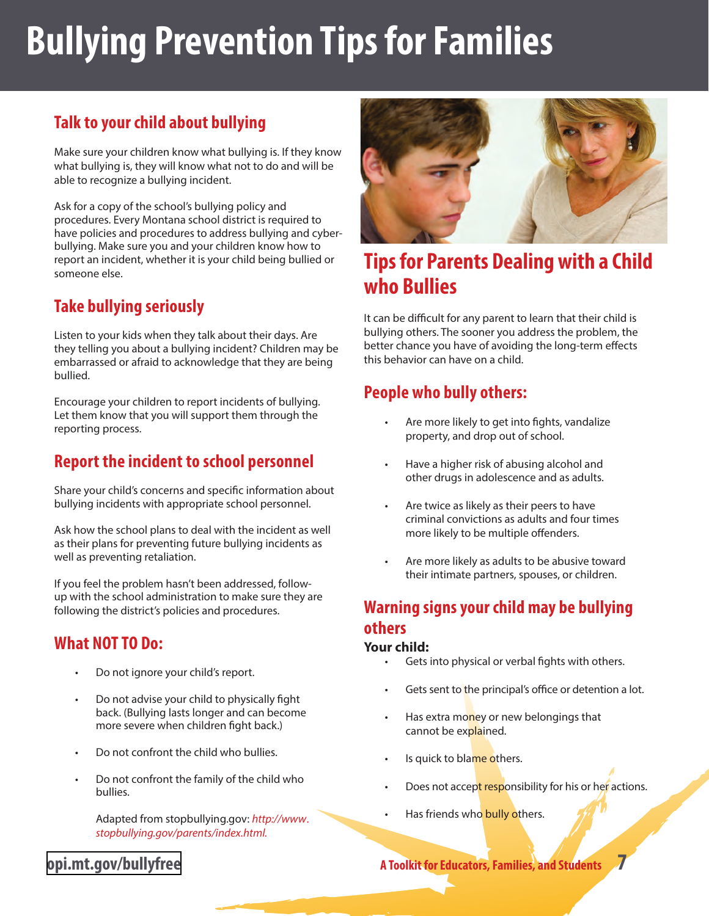# Bullying Prevention Tips for Families

## Talk to your child about bullying

Make sure your children know what bullying is. If they know what bullying is, they will know what not to do and will be able to recognize a bullying incident.

Ask for a copy of the school's bullying policy and procedures. Every Montana school district is required to have policies and procedures to address bullying and cyber-bullying. Make sure you and your children know how to report an incident, whether it is your child being bullied or someone else.

## Take bullying seriously

Listen to your kids when they talk about their days. Are they telling you about a bullying incident? Children may be embarrassed or afraid to acknowledge that they are being bullied.

Encourage your children to report incidents of bullying. Let them know that you will support them through the reporting process.

## Report the incident to school personnel

Share your child's concerns and specific information about bullying incidents with appropriate school personnel.

Ask how the school plans to deal with the incident as well as their plans for preventing future bullying incidents as well as preventing retaliation.

If you feel the problem hasn't been addressed, follow-up with the school administration to make sure they are following the district's policies and procedures.

## What NOT TO Do:

- Do not ignore your child's report.
- Do not advise your child to physically fight back. (Bullying lasts longer and can become more severe when children fight back.)
- Do not confront the child who bullies.
- Do not confront the family of the child who bullies.

Adapted from stopbullying.gov: *http://www.stopbullying.gov/parents/index.html.*

## Tips for Parents Dealing with a Child who Bullies

It can be difficult for any parent to learn that their child is bullying others. The sooner you address the problem, the better chance you have of avoiding the long-term effects this behavior can have on a child.

## People who bully others:

- Are more likely to get into fights, vandalize property, and drop out of school.
- Have a higher risk of abusing alcohol and other drugs in adolescence and as adults.
- Are twice as likely as their peers to have criminal convictions as adults and four times more likely to be multiple offenders.
- Are more likely as adults to be abusive toward their intimate partners, spouses, or children.

## Warning signs your child may be bullying others

**Your child:**

- Gets into physical or verbal fights with others.
- Gets sent to the principal's office or detention a lot.
- Has extra money or new belongings that cannot be explained.
- Is quick to blame others.
- Does not accept responsibility for his or her actions.
- Has friends who bully others.

opi.mt.gov/bullyfree

A Toolkit for Educators, Families, and Students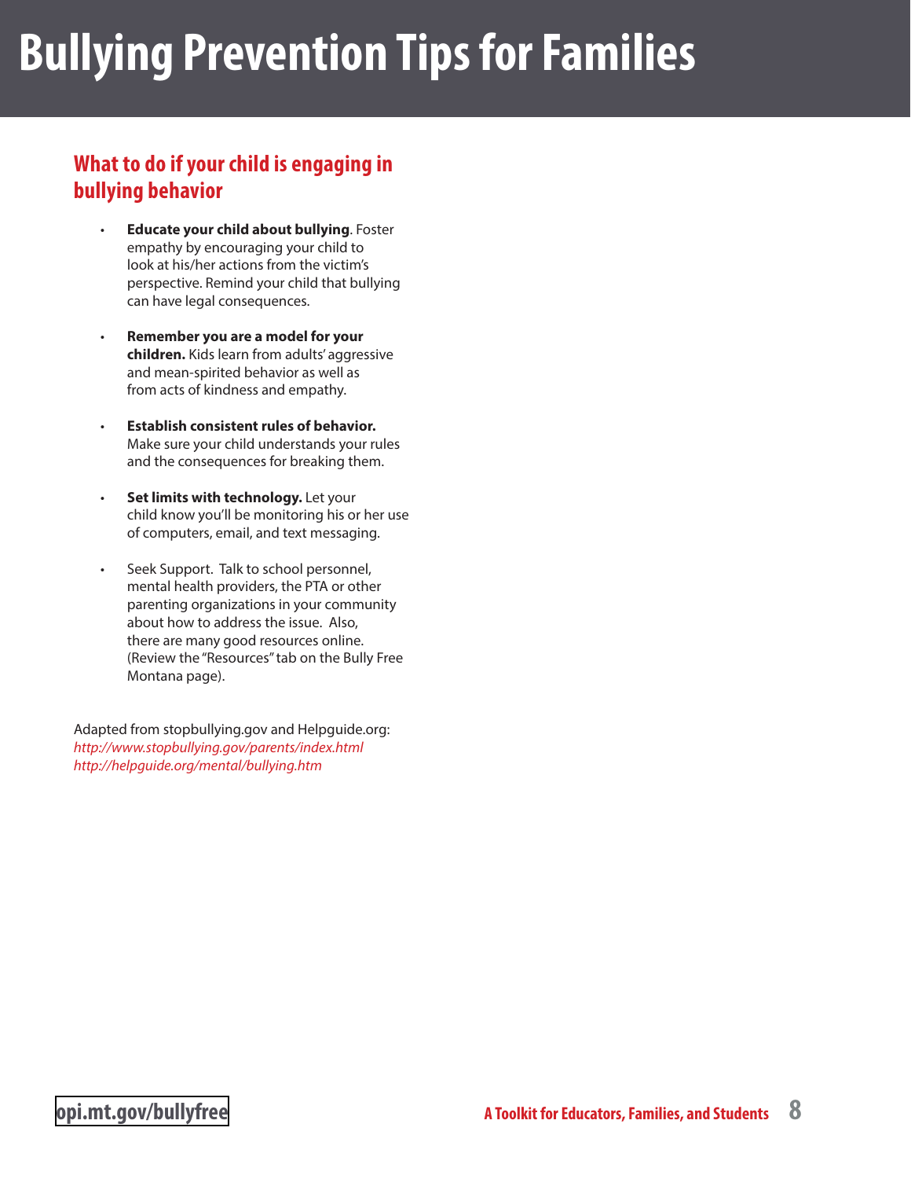# Bullying Prevention Tips for Families

## What to do if your child is engaging in bullying behavior

- **Educate your child about bullying**. Foster empathy by encouraging your child to look at his/her actions from the victim's perspective. Remind your child that bullying can have legal consequences.
- **Remember you are a model for your children.** Kids learn from adults' aggressive and mean-spirited behavior as well as from acts of kindness and empathy.
- **Establish consistent rules of behavior.** Make sure your child understands your rules and the consequences for breaking them.
- **Set limits with technology.** Let your child know you'll be monitoring his or her use of computers, email, and text messaging.
- Seek Support. Talk to school personnel, mental health providers, the PTA or other parenting organizations in your community about how to address the issue. Also, there are many good resources online. (Review the "Resources" tab on the Bully Free Montana page).

Adapted from stopbullying.gov and Helpguide.org:
*http://www.stopbullying.gov/parents/index.html*
*http://helpguide.org/mental/bullying.htm*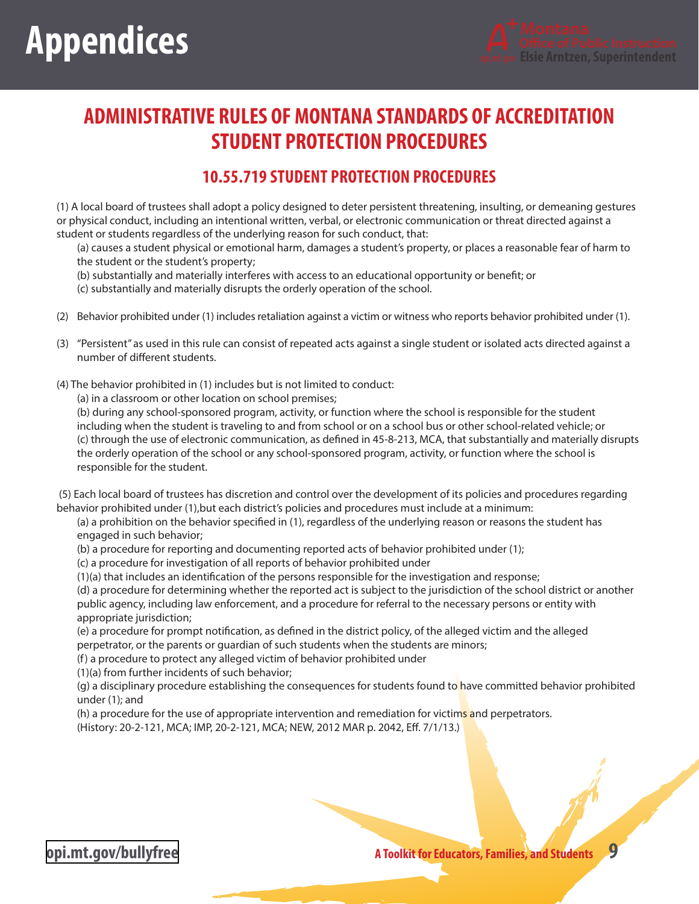# Appendices

## ADMINISTRATIVE RULES OF MONTANA STANDARDS OF ACCREDITATION STUDENT PROTECTION PROCEDURES

### 10.55.719 STUDENT PROTECTION PROCEDURES

(1) A local board of trustees shall adopt a policy designed to deter persistent threatening, insulting, or demeaning gestures or physical conduct, including an intentional written, verbal, or electronic communication or threat directed against a student or students regardless of the underlying reason for such conduct, that:

(a) causes a student physical or emotional harm, damages a student's property, or places a reasonable fear of harm to the student or the student's property;

(b) substantially and materially interferes with access to an educational opportunity or benefit; or

(c) substantially and materially disrupts the orderly operation of the school.

(2) Behavior prohibited under (1) includes retaliation against a victim or witness who reports behavior prohibited under (1).

(3) "Persistent" as used in this rule can consist of repeated acts against a single student or isolated acts directed against a number of different students.

(4) The behavior prohibited in (1) includes but is not limited to conduct:

(a) in a classroom or other location on school premises;

(b) during any school-sponsored program, activity, or function where the school is responsible for the student including when the student is traveling to and from school or on a school bus or other school-related vehicle; or

(c) through the use of electronic communication, as defined in 45-8-213, MCA, that substantially and materially disrupts the orderly operation of the school or any school-sponsored program, activity, or function where the school is responsible for the student.

(5) Each local board of trustees has discretion and control over the development of its policies and procedures regarding behavior prohibited under (1),but each district's policies and procedures must include at a minimum:

(a) a prohibition on the behavior specified in (1), regardless of the underlying reason or reasons the student has engaged in such behavior;

(b) a procedure for reporting and documenting reported acts of behavior prohibited under (1);

(c) a procedure for investigation of all reports of behavior prohibited under (1)(a) that includes an identification of the persons responsible for the investigation and response;

(d) a procedure for determining whether the reported act is subject to the jurisdiction of the school district or another public agency, including law enforcement, and a procedure for referral to the necessary persons or entity with appropriate jurisdiction;

(e) a procedure for prompt notification, as defined in the district policy, of the alleged victim and the alleged perpetrator, or the parents or guardian of such students when the students are minors;

(f) a procedure to protect any alleged victim of behavior prohibited under (1)(a) from further incidents of such behavior;

(g) a disciplinary procedure establishing the consequences for students found to have committed behavior prohibited under (1); and

(h) a procedure for the use of appropriate intervention and remediation for victims and perpetrators.

(History: 20-2-121, MCA; IMP, 20-2-121, MCA; NEW, 2012 MAR p. 2042, Eff. 7/1/13.)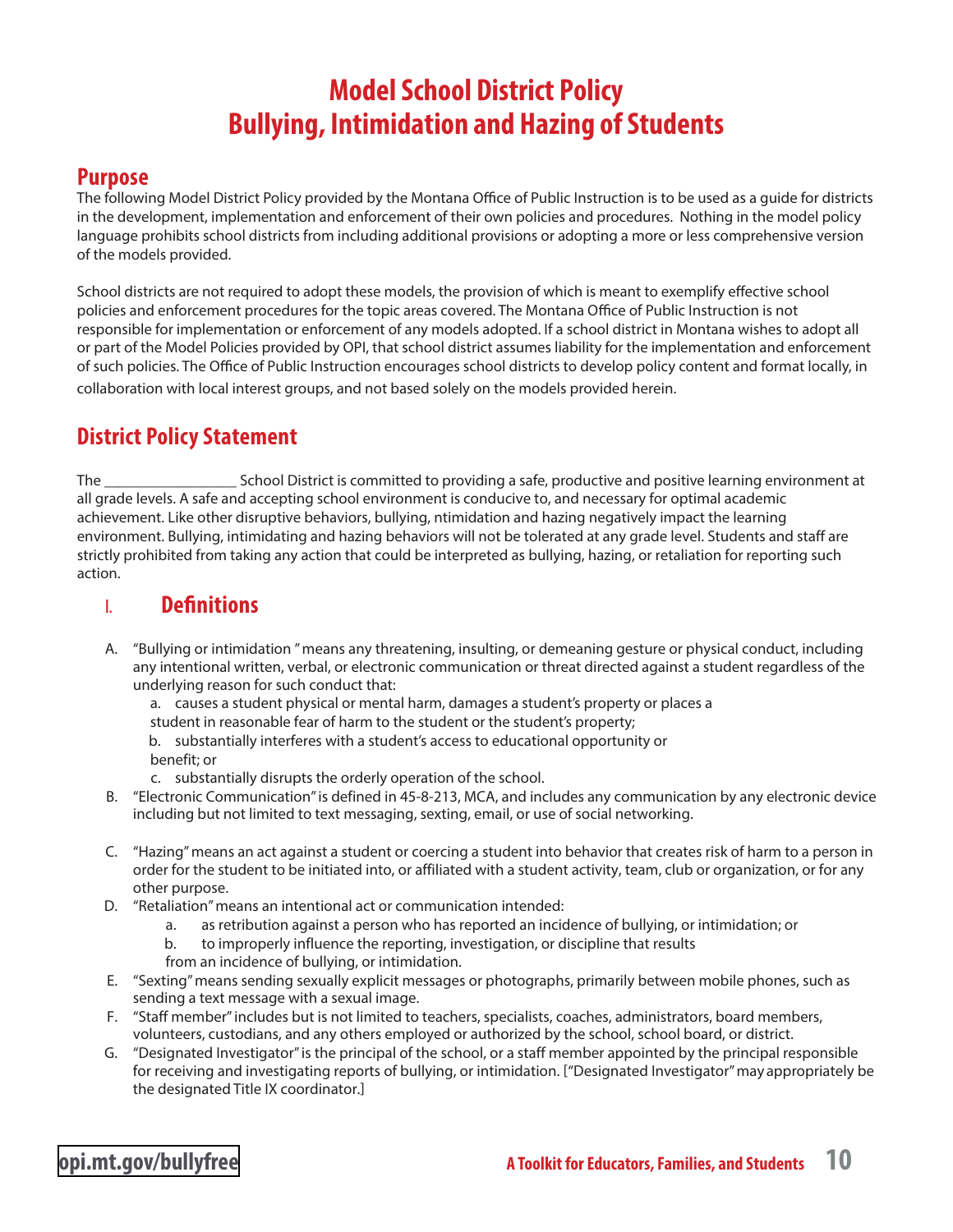# Model School District Policy
# Bullying, Intimidation and Hazing of Students

## Purpose

The following Model District Policy provided by the Montana Office of Public Instruction is to be used as a guide for districts in the development, implementation and enforcement of their own policies and procedures. Nothing in the model policy language prohibits school districts from including additional provisions or adopting a more or less comprehensive version of the models provided.

School districts are not required to adopt these models, the provision of which is meant to exemplify effective school policies and enforcement procedures for the topic areas covered. The Montana Office of Public Instruction is not responsible for implementation or enforcement of any models adopted. If a school district in Montana wishes to adopt all or part of the Model Policies provided by OPI, that school district assumes liability for the implementation and enforcement of such policies. The Office of Public Instruction encourages school districts to develop policy content and format locally, in collaboration with local interest groups, and not based solely on the models provided herein.

## District Policy Statement

The _________________ School District is committed to providing a safe, productive and positive learning environment at all grade levels. A safe and accepting school environment is conducive to, and necessary for optimal academic achievement. Like other disruptive behaviors, bullying, ntimidation and hazing negatively impact the learning environment. Bullying, intimidating and hazing behaviors will not be tolerated at any grade level. Students and staff are strictly prohibited from taking any action that could be interpreted as bullying, hazing, or retaliation for reporting such action.

### I. Definitions

A. "Bullying or intimidation " means any threatening, insulting, or demeaning gesture or physical conduct, including any intentional written, verbal, or electronic communication or threat directed against a student regardless of the underlying reason for such conduct that:
   a. causes a student physical or mental harm, damages a student's property or places a student in reasonable fear of harm to the student or the student's property;
   b. substantially interferes with a student's access to educational opportunity or benefit; or
   c. substantially disrupts the orderly operation of the school.

B. "Electronic Communication" is defined in 45-8-213, MCA, and includes any communication by any electronic device including but not limited to text messaging, sexting, email, or use of social networking.

C. "Hazing" means an act against a student or coercing a student into behavior that creates risk of harm to a person in order for the student to be initiated into, or affiliated with a student activity, team, club or organization, or for any other purpose.

D. "Retaliation" means an intentional act or communication intended:
   a. as retribution against a person who has reported an incidence of bullying, or intimidation; or
   b. to improperly influence the reporting, investigation, or discipline that results from an incidence of bullying, or intimidation.

E. "Sexting" means sending sexually explicit messages or photographs, primarily between mobile phones, such as sending a text message with a sexual image.

F. "Staff member" includes but is not limited to teachers, specialists, coaches, administrators, board members, volunteers, custodians, and any others employed or authorized by the school, school board, or district.

G. "Designated Investigator" is the principal of the school, or a staff member appointed by the principal responsible for receiving and investigating reports of bullying, or intimidation. ["Designated Investigator" may appropriately be the designated Title IX coordinator.]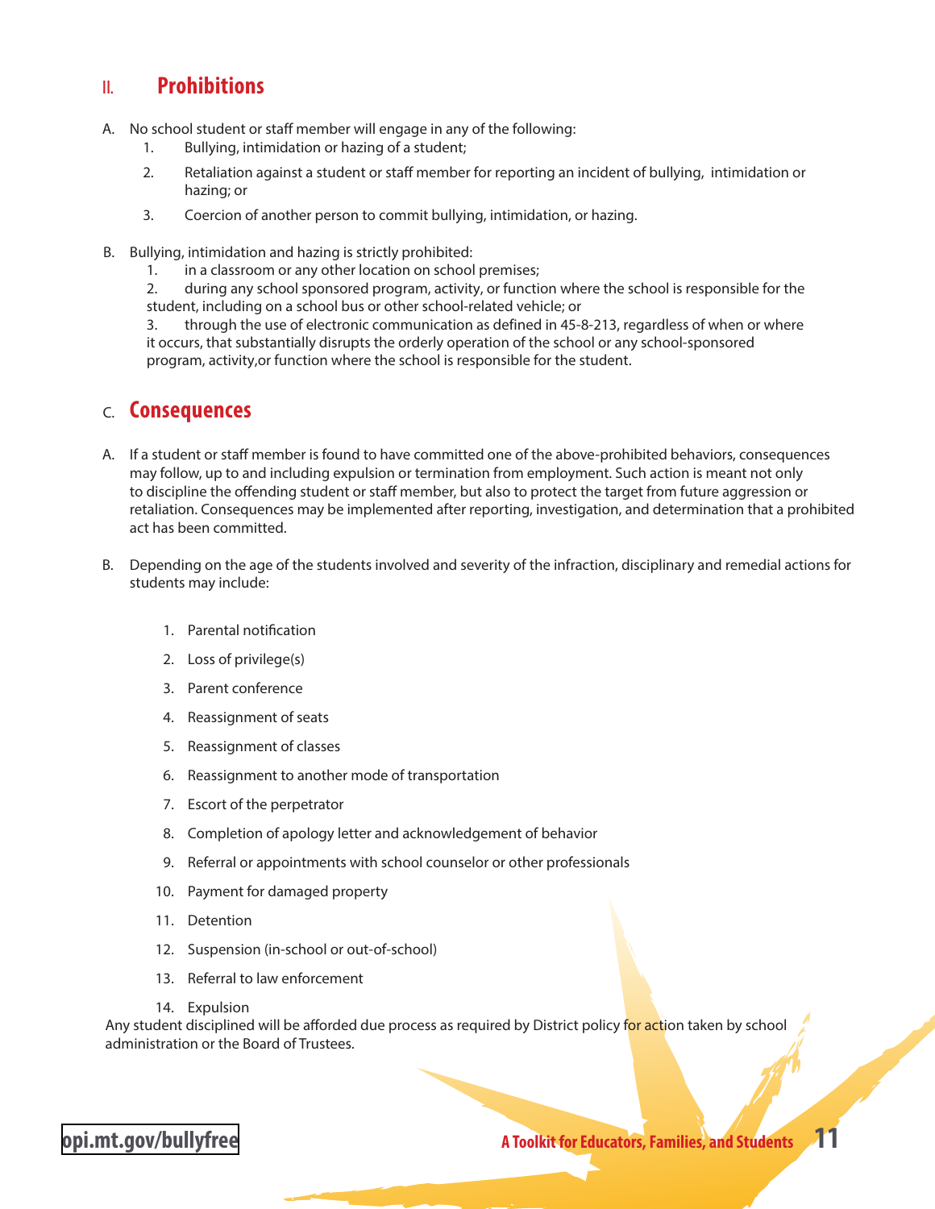## II. Prohibitions

A. No school student or staff member will engage in any of the following:
   1. Bullying, intimidation or hazing of a student;
   2. Retaliation against a student or staff member for reporting an incident of bullying, intimidation or hazing; or
   3. Coercion of another person to commit bullying, intimidation, or hazing.

B. Bullying, intimidation and hazing is strictly prohibited:
   1. in a classroom or any other location on school premises;
   2. during any school sponsored program, activity, or function where the school is responsible for the student, including on a school bus or other school-related vehicle; or
   3. through the use of electronic communication as defined in 45-8-213, regardless of when or where it occurs, that substantially disrupts the orderly operation of the school or any school-sponsored program, activity,or function where the school is responsible for the student.

## C. Consequences

A. If a student or staff member is found to have committed one of the above-prohibited behaviors, consequences may follow, up to and including expulsion or termination from employment. Such action is meant not only to discipline the offending student or staff member, but also to protect the target from future aggression or retaliation. Consequences may be implemented after reporting, investigation, and determination that a prohibited act has been committed.

B. Depending on the age of the students involved and severity of the infraction, disciplinary and remedial actions for students may include:

   1. Parental notification
   2. Loss of privilege(s)
   3. Parent conference
   4. Reassignment of seats
   5. Reassignment of classes
   6. Reassignment to another mode of transportation
   7. Escort of the perpetrator
   8. Completion of apology letter and acknowledgement of behavior
   9. Referral or appointments with school counselor or other professionals
   10. Payment for damaged property
   11. Detention
   12. Suspension (in-school or out-of-school)
   13. Referral to law enforcement
   14. Expulsion

Any student disciplined will be afforded due process as required by District policy for action taken by school administration or the Board of Trustees.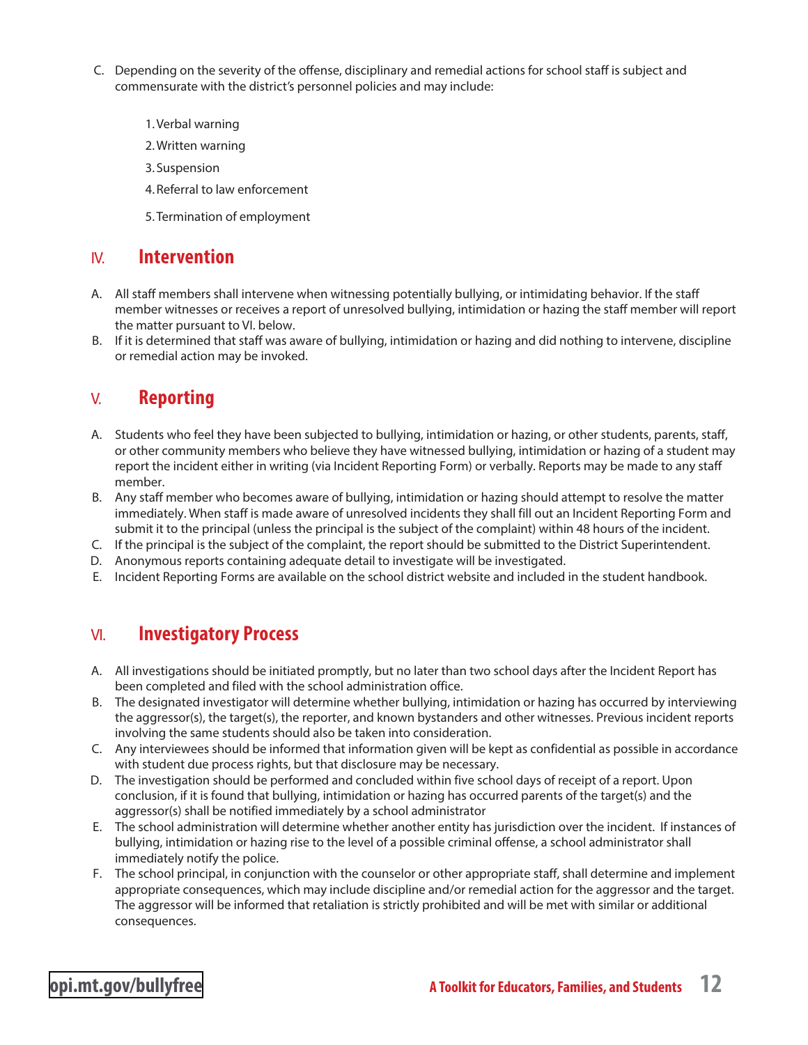C. Depending on the severity of the offense, disciplinary and remedial actions for school staff is subject and commensurate with the district's personnel policies and may include:

1. Verbal warning
2. Written warning
3. Suspension
4. Referral to law enforcement
5. Termination of employment

## IV. Intervention

A. All staff members shall intervene when witnessing potentially bullying, or intimidating behavior. If the staff member witnesses or receives a report of unresolved bullying, intimidation or hazing the staff member will report the matter pursuant to VI. below.

B. If it is determined that staff was aware of bullying, intimidation or hazing and did nothing to intervene, discipline or remedial action may be invoked.

## V. Reporting

A. Students who feel they have been subjected to bullying, intimidation or hazing, or other students, parents, staff, or other community members who believe they have witnessed bullying, intimidation or hazing of a student may report the incident either in writing (via Incident Reporting Form) or verbally. Reports may be made to any staff member.

B. Any staff member who becomes aware of bullying, intimidation or hazing should attempt to resolve the matter immediately. When staff is made aware of unresolved incidents they shall fill out an Incident Reporting Form and submit it to the principal (unless the principal is the subject of the complaint) within 48 hours of the incident.

C. If the principal is the subject of the complaint, the report should be submitted to the District Superintendent.

D. Anonymous reports containing adequate detail to investigate will be investigated.

E. Incident Reporting Forms are available on the school district website and included in the student handbook.

## VI. Investigatory Process

A. All investigations should be initiated promptly, but no later than two school days after the Incident Report has been completed and filed with the school administration office.

B. The designated investigator will determine whether bullying, intimidation or hazing has occurred by interviewing the aggressor(s), the target(s), the reporter, and known bystanders and other witnesses. Previous incident reports involving the same students should also be taken into consideration.

C. Any interviewees should be informed that information given will be kept as confidential as possible in accordance with student due process rights, but that disclosure may be necessary.

D. The investigation should be performed and concluded within five school days of receipt of a report. Upon conclusion, if it is found that bullying, intimidation or hazing has occurred parents of the target(s) and the aggressor(s) shall be notified immediately by a school administrator

E. The school administration will determine whether another entity has jurisdiction over the incident. If instances of bullying, intimidation or hazing rise to the level of a possible criminal offense, a school administrator shall immediately notify the police.

F. The school principal, in conjunction with the counselor or other appropriate staff, shall determine and implement appropriate consequences, which may include discipline and/or remedial action for the aggressor and the target. The aggressor will be informed that retaliation is strictly prohibited and will be met with similar or additional consequences.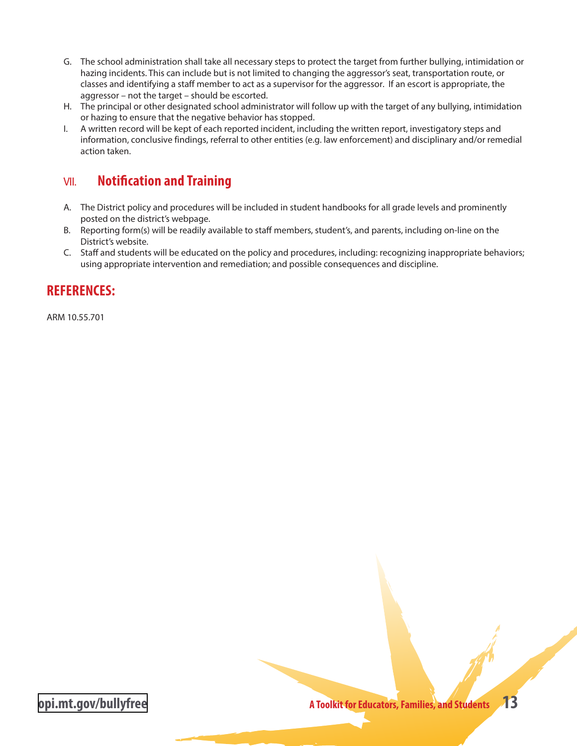G. The school administration shall take all necessary steps to protect the target from further bullying, intimidation or hazing incidents. This can include but is not limited to changing the aggressor's seat, transportation route, or classes and identifying a staff member to act as a supervisor for the aggressor. If an escort is appropriate, the aggressor – not the target – should be escorted.

H. The principal or other designated school administrator will follow up with the target of any bullying, intimidation or hazing to ensure that the negative behavior has stopped.

I. A written record will be kept of each reported incident, including the written report, investigatory steps and information, conclusive findings, referral to other entities (e.g. law enforcement) and disciplinary and/or remedial action taken.

## VII. Notification and Training

A. The District policy and procedures will be included in student handbooks for all grade levels and prominently posted on the district's webpage.

B. Reporting form(s) will be readily available to staff members, student's, and parents, including on-line on the District's website.

C. Staff and students will be educated on the policy and procedures, including: recognizing inappropriate behaviors; using appropriate intervention and remediation; and possible consequences and discipline.

## REFERENCES:

ARM 10.55.701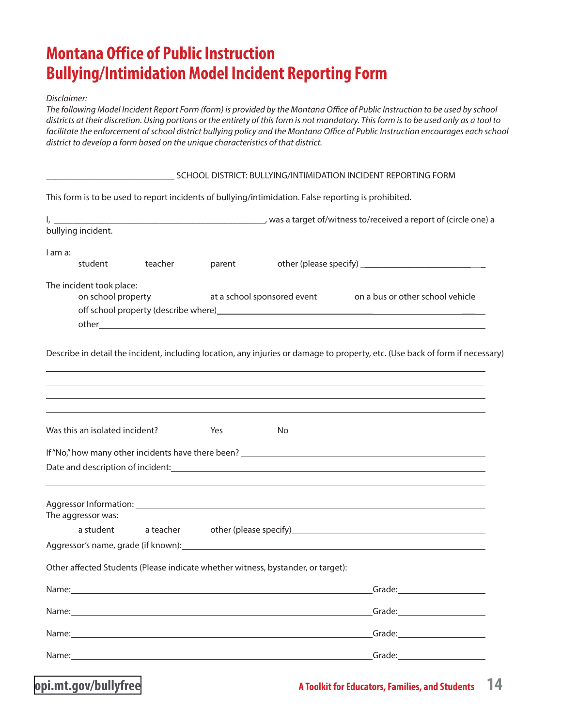# Montana Office of Public Instruction
# Bullying/Intimidation Model Incident Reporting Form

*Disclaimer:*
*The following Model Incident Report Form (form) is provided by the Montana Office of Public Instruction to be used by school districts at their discretion. Using portions or the entirety of this form is not mandatory. This form is to be used only as a tool to facilitate the enforcement of school district bullying policy and the Montana Office of Public Instruction encourages each school district to develop a form based on the unique characteristics of that district.*

____________________________ SCHOOL DISTRICT: BULLYING/INTIMIDATION INCIDENT REPORTING FORM

This form is to be used to report incidents of bullying/intimidation. False reporting is prohibited.

I, ______________________________________________, was a target of/witness to/received a report of (circle one) a bullying incident.

I am a:

student     teacher     parent     other (please specify) ___________________________

The incident took place:

on school property     at a school sponsored event     on a bus or other school vehicle

off school property (describe where)______________________________________________

other______________________________________________________________________

Describe in detail the incident, including location, any injuries or damage to property, etc. (Use back of form if necessary)

______________________________________________________________________________

______________________________________________________________________________

______________________________________________________________________________

______________________________________________________________________________

Was this an isolated incident?     Yes     No

If "No," how many other incidents have there been? ______________________________________

Date and description of incident:__________________________________________________

______________________________________________________________________________

Aggressor Information: ________________________________________________________

The aggressor was:

a student     a teacher     other (please specify)_____________________________________

Aggressor's name, grade (if known):________________________________________________

Other affected Students (Please indicate whether witness, bystander, or target):

Name:_______________________________________________________ Grade:________________

Name:_______________________________________________________ Grade:________________

Name:_______________________________________________________ Grade:________________

Name:_______________________________________________________ Grade:________________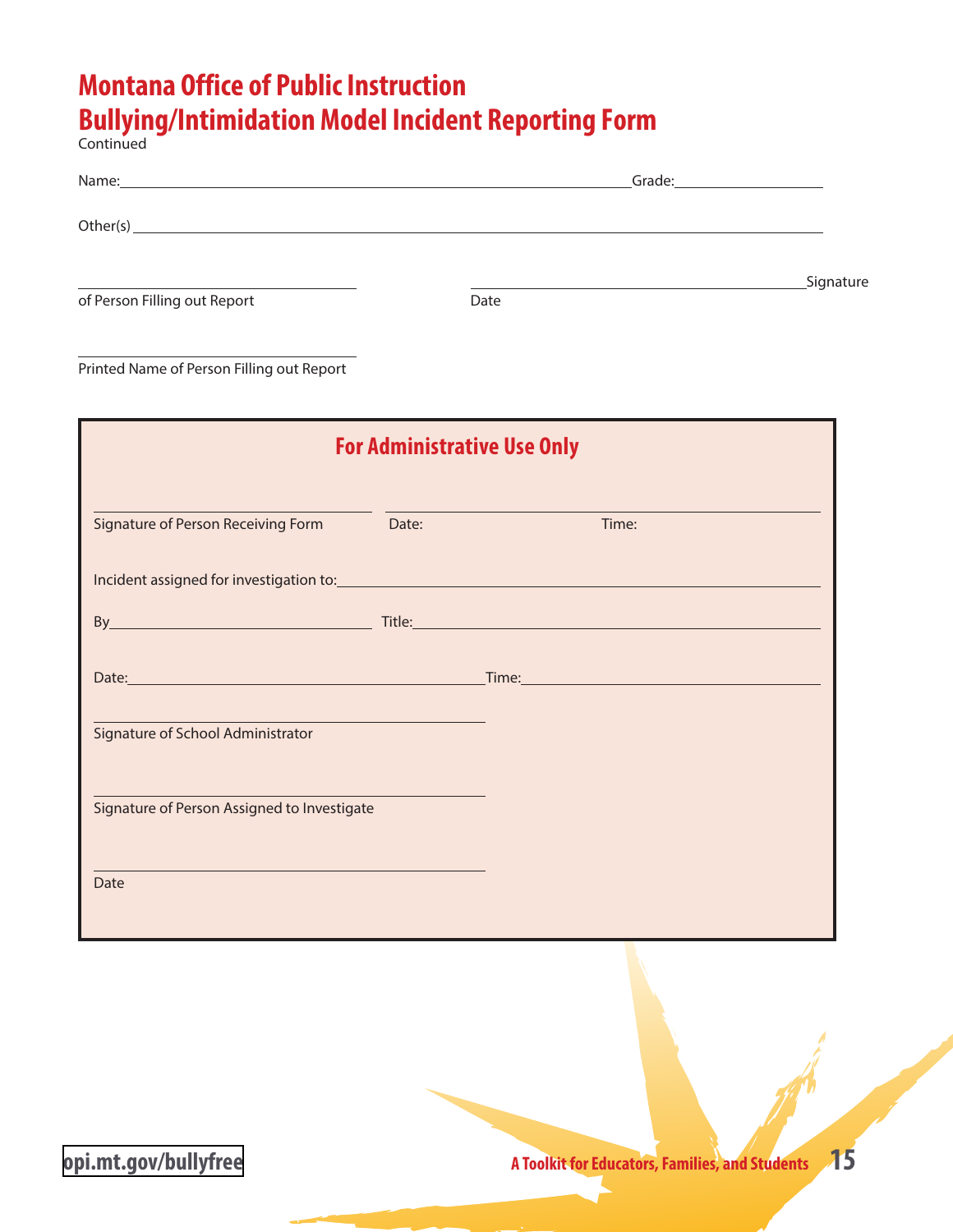# Montana Office of Public Instruction
# Bullying/Intimidation Model Incident Reporting Form

Continued

Name:\_\_\_\_\_\_\_\_\_\_\_\_\_\_\_\_\_\_\_\_\_\_\_\_\_\_\_\_\_\_\_\_\_\_\_\_\_\_\_\_\_\_\_\_\_\_\_\_\_\_Grade:\_\_\_\_\_\_\_\_\_\_\_\_\_\_\_

Other(s) \_\_\_\_\_\_\_\_\_\_\_\_\_\_\_\_\_\_\_\_\_\_\_\_\_\_\_\_\_\_\_\_\_\_\_\_\_\_\_\_\_\_\_\_\_\_\_\_\_\_\_\_\_\_\_\_\_\_\_\_\_\_\_\_\_\_

\_\_\_\_\_\_\_\_\_\_\_\_\_\_\_\_\_\_\_\_\_\_\_\_\_\_\_\_ \_\_\_\_\_\_\_\_\_\_\_\_\_\_\_\_\_\_\_\_\_\_\_\_\_\_\_\_\_\_\_\_\_\_Signature
of Person Filling out Report Date

\_\_\_\_\_\_\_\_\_\_\_\_\_\_\_\_\_\_\_\_\_\_\_\_\_\_\_\_
Printed Name of Person Filling out Report

## For Administrative Use Only

\_\_\_\_\_\_\_\_\_\_\_\_\_\_\_\_\_\_\_\_\_\_\_\_\_\_\_\_ \_\_\_\_\_\_\_\_\_\_\_\_\_\_\_\_\_\_\_\_\_\_\_\_\_\_\_\_\_\_\_\_\_\_\_\_\_\_\_\_
Signature of Person Receiving Form Date: Time:

Incident assigned for investigation to:\_\_\_\_\_\_\_\_\_\_\_\_\_\_\_\_\_\_\_\_\_\_\_\_\_\_\_\_\_\_\_\_\_\_\_\_\_\_\_\_\_\_\_\_

By\_\_\_\_\_\_\_\_\_\_\_\_\_\_\_\_\_\_\_\_\_\_\_\_\_\_\_ Title:\_\_\_\_\_\_\_\_\_\_\_\_\_\_\_\_\_\_\_\_\_\_\_\_\_\_\_\_\_\_\_\_\_\_\_\_\_\_\_\_

Date:\_\_\_\_\_\_\_\_\_\_\_\_\_\_\_\_\_\_\_\_\_\_\_\_\_\_\_\_\_\_\_\_\_\_\_\_Time:\_\_\_\_\_\_\_\_\_\_\_\_\_\_\_\_\_\_\_\_\_\_\_\_\_\_\_\_\_\_

\_\_\_\_\_\_\_\_\_\_\_\_\_\_\_\_\_\_\_\_\_\_\_\_\_\_\_\_\_\_\_\_\_\_\_\_\_\_\_\_
Signature of School Administrator

\_\_\_\_\_\_\_\_\_\_\_\_\_\_\_\_\_\_\_\_\_\_\_\_\_\_\_\_\_\_\_\_\_\_\_\_\_\_\_\_
Signature of Person Assigned to Investigate

\_\_\_\_\_\_\_\_\_\_\_\_\_\_\_\_\_\_\_\_\_\_\_\_\_\_\_\_\_\_\_\_\_\_\_\_\_\_\_\_
Date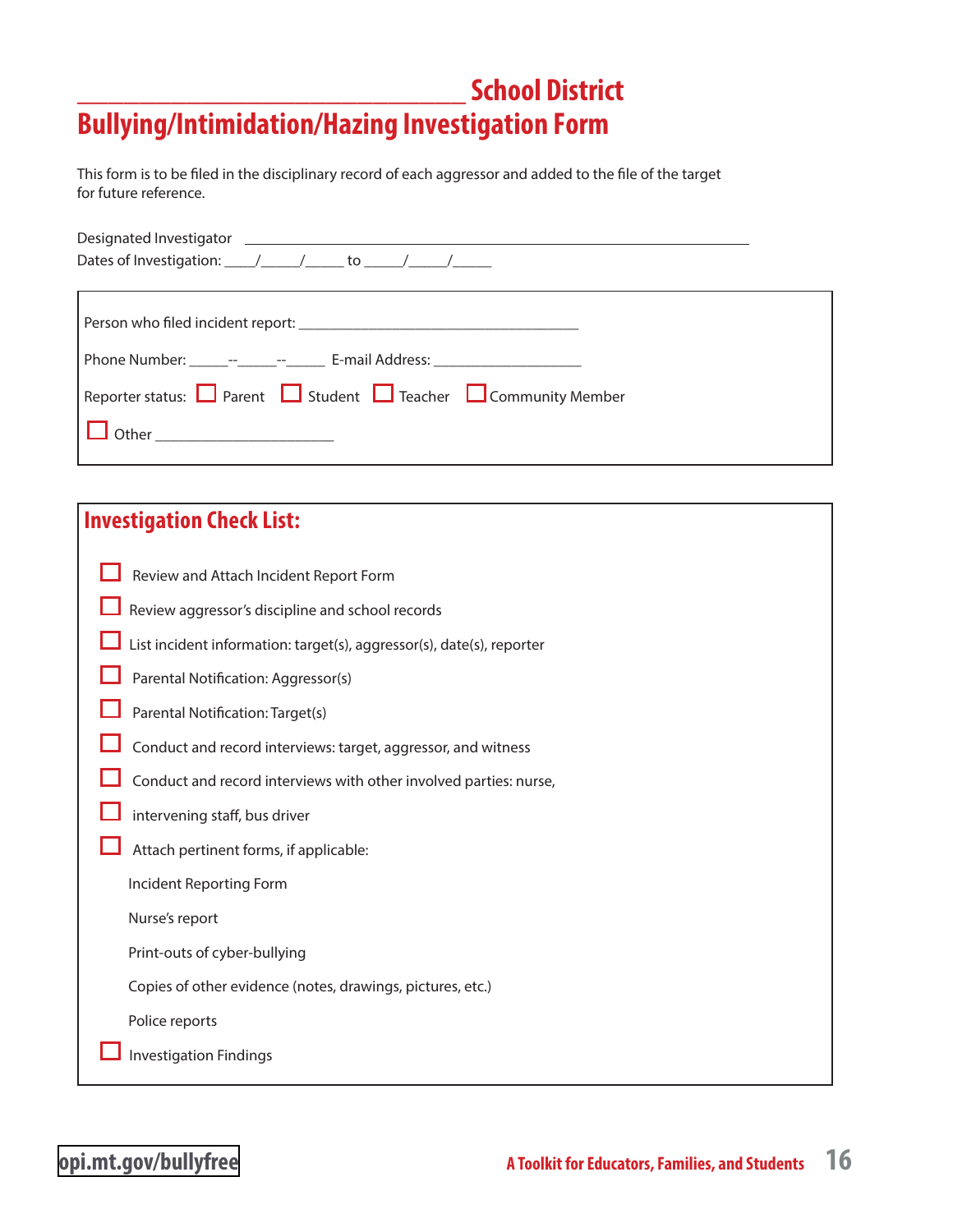# _______________________________ School District
# Bullying/Intimidation/Hazing Investigation Form

This form is to be filed in the disciplinary record of each aggressor and added to the file of the target for future reference.

Designated Investigator ____________________________________________________________

Dates of Investigation: ____/_____/_____ to _____/_____/_____

Person who filed incident report: ___________________________________

Phone Number: _____--_____--_____ E-mail Address: ___________________

Reporter status: ☐ Parent ☐ Student ☐ Teacher ☐ Community Member

☐ Other ______________________

## Investigation Check List:

- ☐ Review and Attach Incident Report Form
- ☐ Review aggressor's discipline and school records
- ☐ List incident information: target(s), aggressor(s), date(s), reporter
- ☐ Parental Notification: Aggressor(s)
- ☐ Parental Notification: Target(s)
- ☐ Conduct and record interviews: target, aggressor, and witness
- ☐ Conduct and record interviews with other involved parties: nurse,
- ☐ intervening staff, bus driver
- ☐ Attach pertinent forms, if applicable:
  - Incident Reporting Form
  - Nurse's report
  - Print-outs of cyber-bullying
  - Copies of other evidence (notes, drawings, pictures, etc.)
  - Police reports
- ☐ Investigation Findings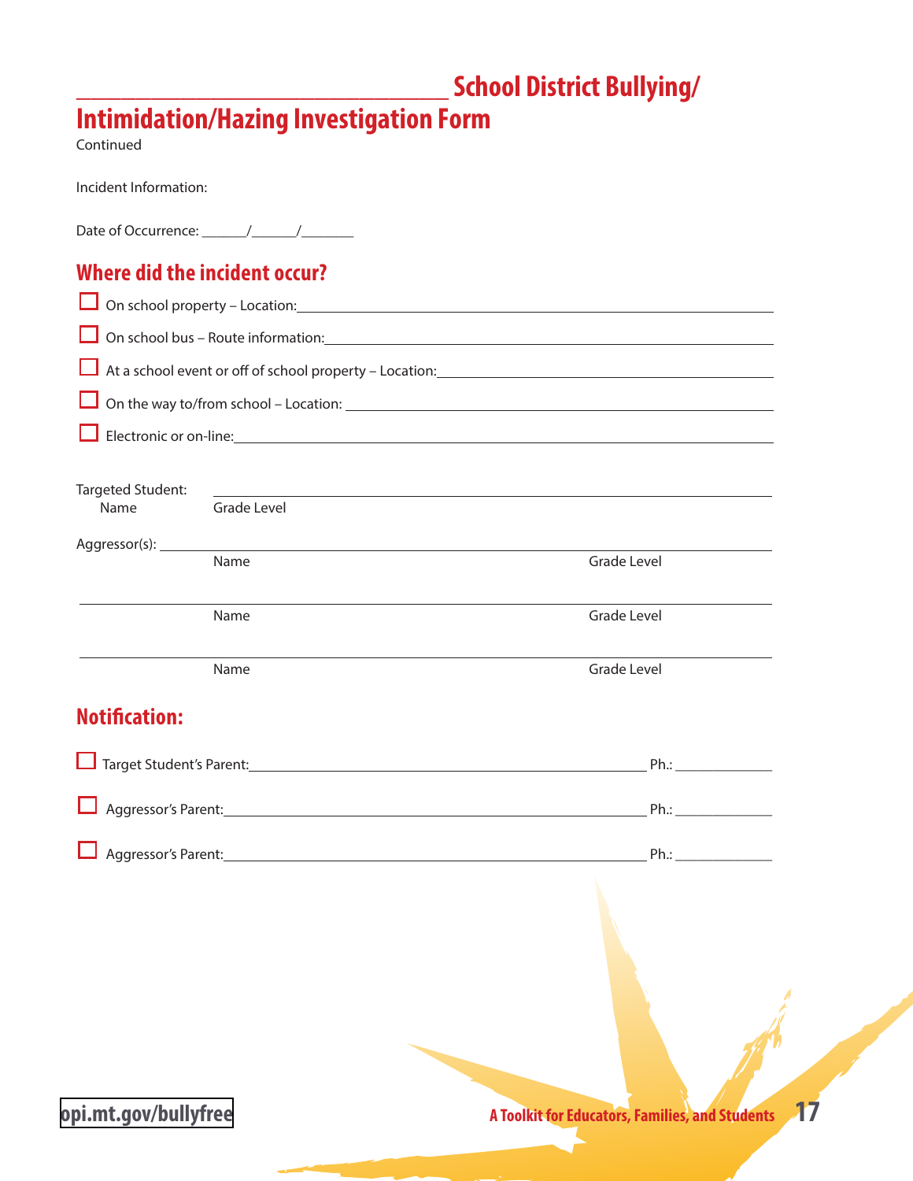# ________________________ School District Bullying/Intimidation/Hazing Investigation Form

Continued

Incident Information:

Date of Occurrence: ______/______/_______

## Where did the incident occur?

- ☐ On school property – Location:______________________________
- ☐ On school bus – Route information:______________________________
- ☐ At a school event or off of school property – Location:______________________________
- ☐ On the way to/from school – Location: ______________________________
- ☐ Electronic or on-line:______________________________

Targeted Student: ______________________________
Name Grade Level

Aggressor(s): ______________________________
Name Grade Level

______________________________
Name Grade Level

______________________________
Name Grade Level

## Notification:

- ☐ Target Student's Parent:______________________________ Ph.: _____________
- ☐ Aggressor's Parent:______________________________ Ph.: _____________
- ☐ Aggressor's Parent:______________________________ Ph.: _____________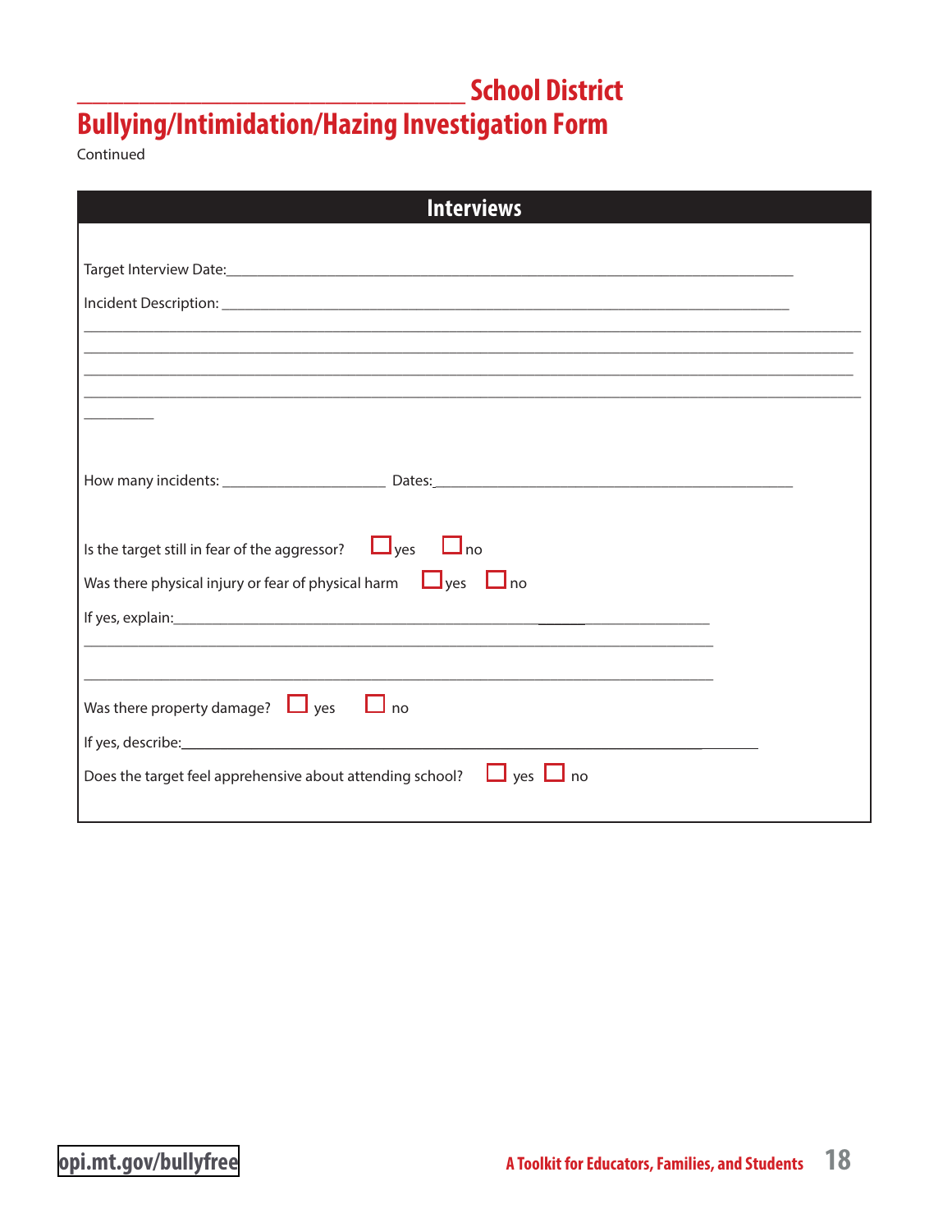# ______________________________ School District
# Bullying/Intimidation/Hazing Investigation Form

Continued

## Interviews

Target Interview Date:______________________________________________________________

Incident Description: ______________________________________________________________

_______________________________________________________________________________

_______________________________________________________________________________

_______________________________________________________________________________

_______________________________________________________________________________

________

How many incidents: ___________________ Dates:___________________________________________

Is the target still in fear of the aggressor? ☐ yes ☐ no

Was there physical injury or fear of physical harm ☐ yes ☐ no

If yes, explain:_____________________________________________________________

_________________________________________________________________________

_________________________________________________________________________

Was there property damage? ☐ yes ☐ no

If yes, describe:_____________________________________________________________

Does the target feel apprehensive about attending school? ☐ yes ☐ no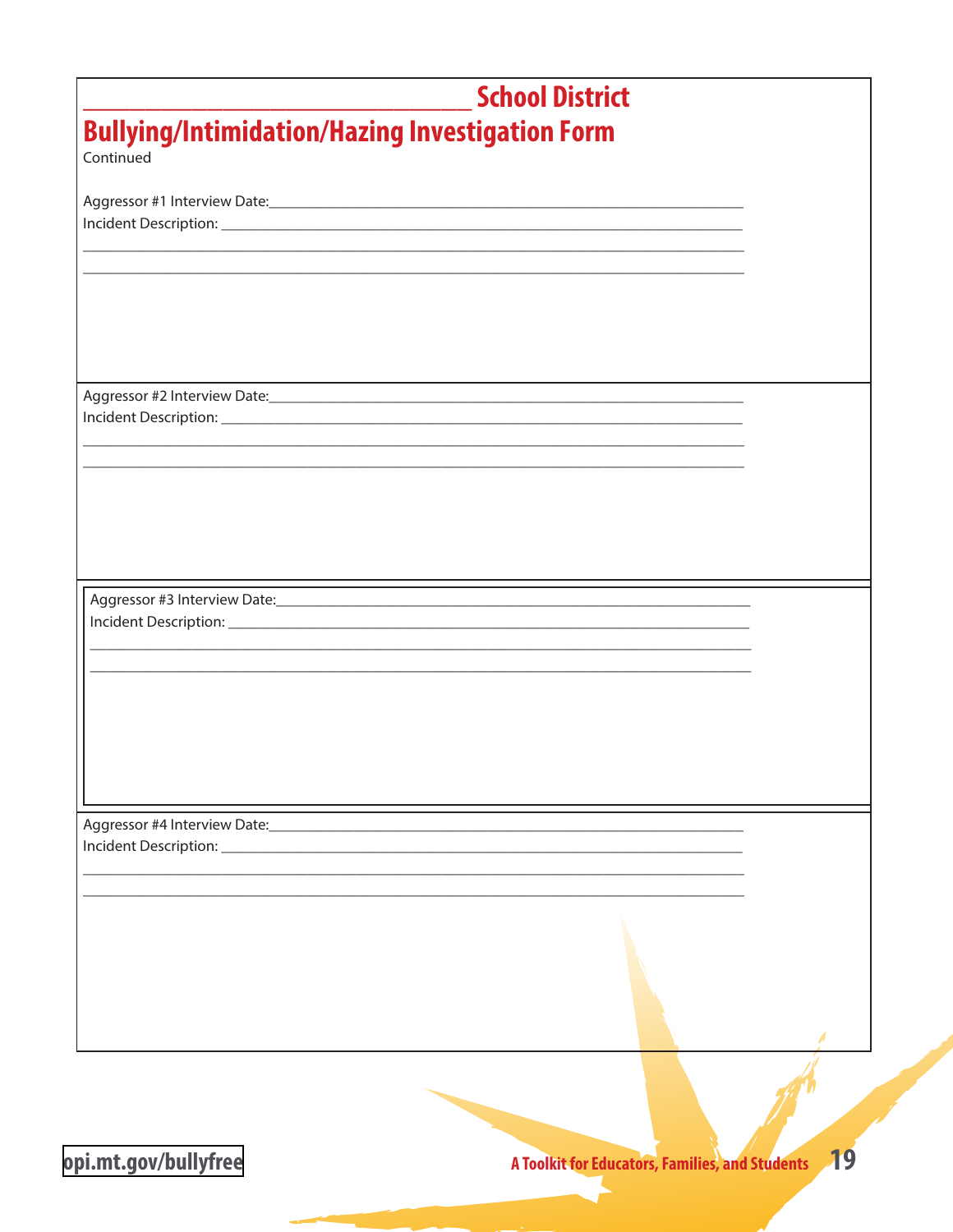# ______________________________ School District
# Bullying/Intimidation/Hazing Investigation Form

Continued

Aggressor #1 Interview Date:______________________________________________________

Incident Description: ______________________________________________________

______________________________________________________________________

______________________________________________________________________

Aggressor #2 Interview Date:______________________________________________________

Incident Description: ______________________________________________________

______________________________________________________________________

______________________________________________________________________

Aggressor #3 Interview Date:______________________________________________________

Incident Description: ______________________________________________________

______________________________________________________________________

______________________________________________________________________

Aggressor #4 Interview Date:______________________________________________________

Incident Description: ______________________________________________________

______________________________________________________________________

______________________________________________________________________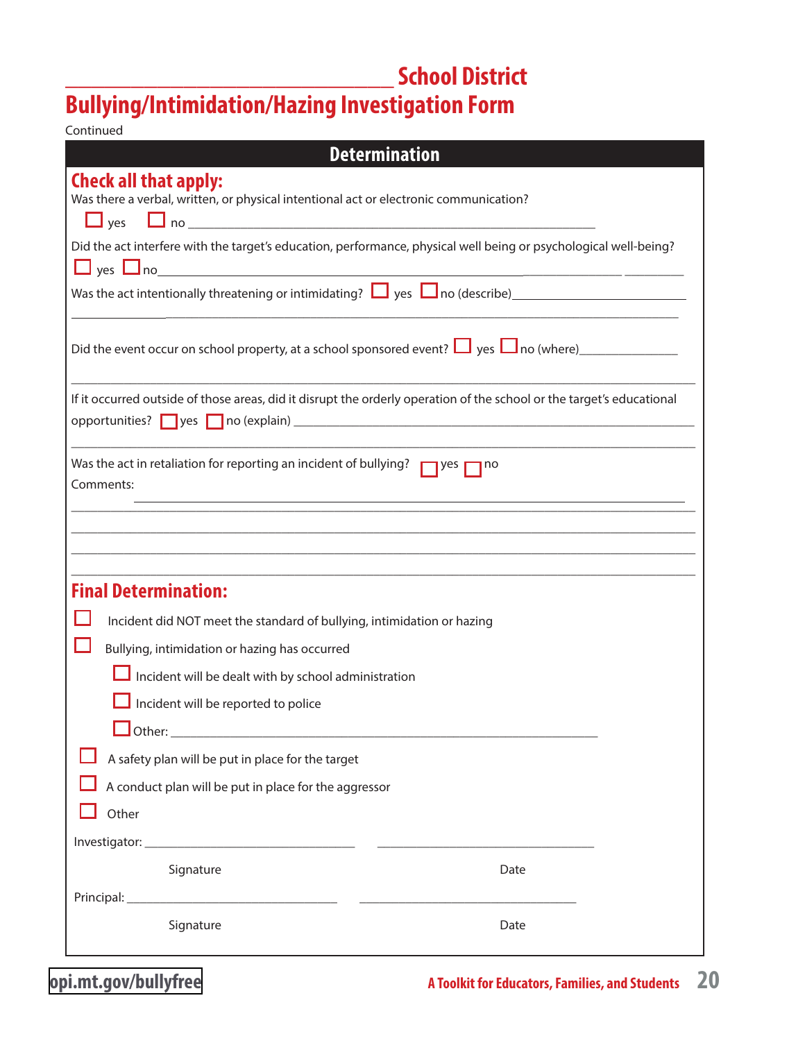# ______________________________ School District

# Bullying/Intimidation/Hazing Investigation Form

Continued

## Determination

### Check all that apply:

Was there a verbal, written, or physical intentional act or electronic communication?

☐ yes ☐ no ____________________________________________________________

Did the act interfere with the target's education, performance, physical well being or psychological well-being?

☐ yes ☐ no____________________________________________________________________________

Was the act intentionally threatening or intimidating? ☐ yes ☐ no (describe)___________________________

_____________________________________________________________________________________

Did the event occur on school property, at a school sponsored event? ☐ yes ☐ no (where)______________

_____________________________________________________________________________________

If it occurred outside of those areas, did it disrupt the orderly operation of the school or the target's educational opportunities? ☐ yes ☐ no (explain) ____________________________________________________________

_____________________________________________________________________________________

Was the act in retaliation for reporting an incident of bullying? ☐ yes ☐ no

Comments:

_____________________________________________________________________________________

_____________________________________________________________________________________

_____________________________________________________________________________________

_____________________________________________________________________________________

_____________________________________________________________________________________

### Final Determination:

☐ Incident did NOT meet the standard of bullying, intimidation or hazing

☐ Bullying, intimidation or hazing has occurred

- ☐ Incident will be dealt with by school administration
- ☐ Incident will be reported to police
- ☐ Other: ____________________________________________________________

☐ A safety plan will be put in place for the target

☐ A conduct plan will be put in place for the aggressor

☐ Other

Investigator: ________________________________ ________________________________

Signature Date

Principal: ________________________________ ________________________________

Signature Date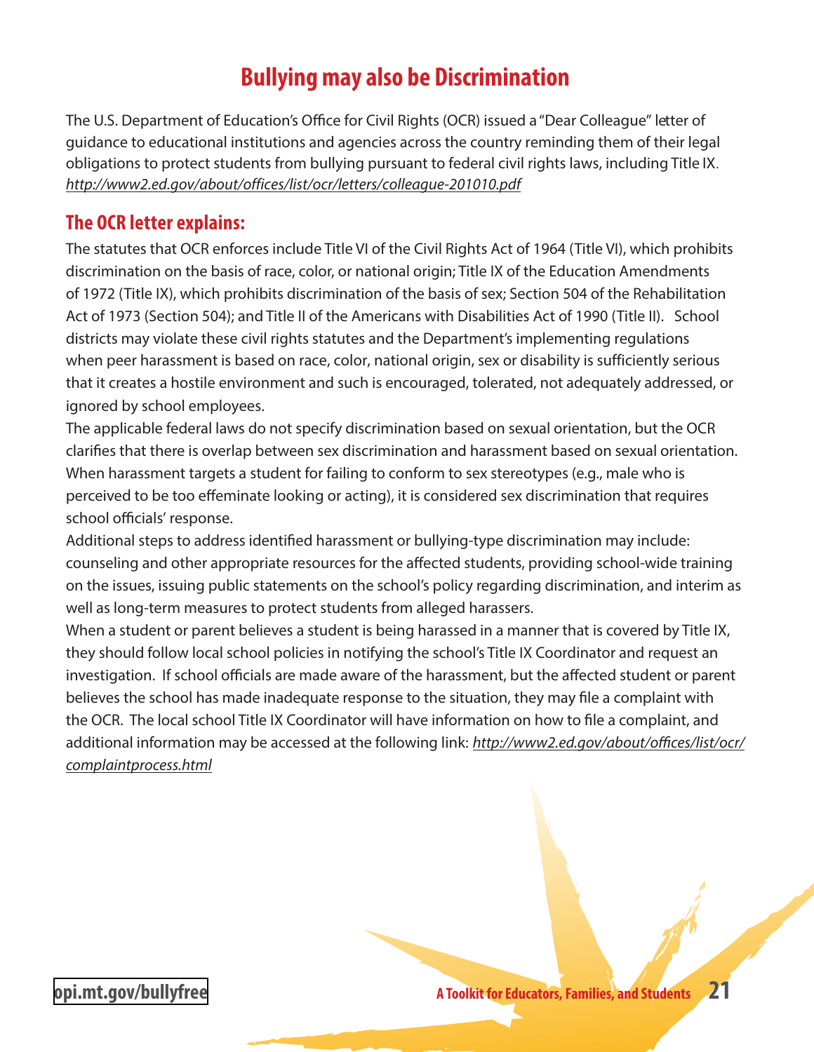# Bullying may also be Discrimination

The U.S. Department of Education's Office for Civil Rights (OCR) issued a "Dear Colleague" letter of guidance to educational institutions and agencies across the country reminding them of their legal obligations to protect students from bullying pursuant to federal civil rights laws, including Title IX. *http://www2.ed.gov/about/offices/list/ocr/letters/colleague-201010.pdf*

## The OCR letter explains:

The statutes that OCR enforces include Title VI of the Civil Rights Act of 1964 (Title VI), which prohibits discrimination on the basis of race, color, or national origin; Title IX of the Education Amendments of 1972 (Title IX), which prohibits discrimination of the basis of sex; Section 504 of the Rehabilitation Act of 1973 (Section 504); and Title II of the Americans with Disabilities Act of 1990 (Title II). School districts may violate these civil rights statutes and the Department's implementing regulations when peer harassment is based on race, color, national origin, sex or disability is sufficiently serious that it creates a hostile environment and such is encouraged, tolerated, not adequately addressed, or ignored by school employees.

The applicable federal laws do not specify discrimination based on sexual orientation, but the OCR clarifies that there is overlap between sex discrimination and harassment based on sexual orientation. When harassment targets a student for failing to conform to sex stereotypes (e.g., male who is perceived to be too effeminate looking or acting), it is considered sex discrimination that requires school officials' response.

Additional steps to address identified harassment or bullying-type discrimination may include: counseling and other appropriate resources for the affected students, providing school-wide training on the issues, issuing public statements on the school's policy regarding discrimination, and interim as well as long-term measures to protect students from alleged harassers.

When a student or parent believes a student is being harassed in a manner that is covered by Title IX, they should follow local school policies in notifying the school's Title IX Coordinator and request an investigation. If school officials are made aware of the harassment, but the affected student or parent believes the school has made inadequate response to the situation, they may file a complaint with the OCR. The local school Title IX Coordinator will have information on how to file a complaint, and additional information may be accessed at the following link: *http://www2.ed.gov/about/offices/list/ocr/complaintprocess.html*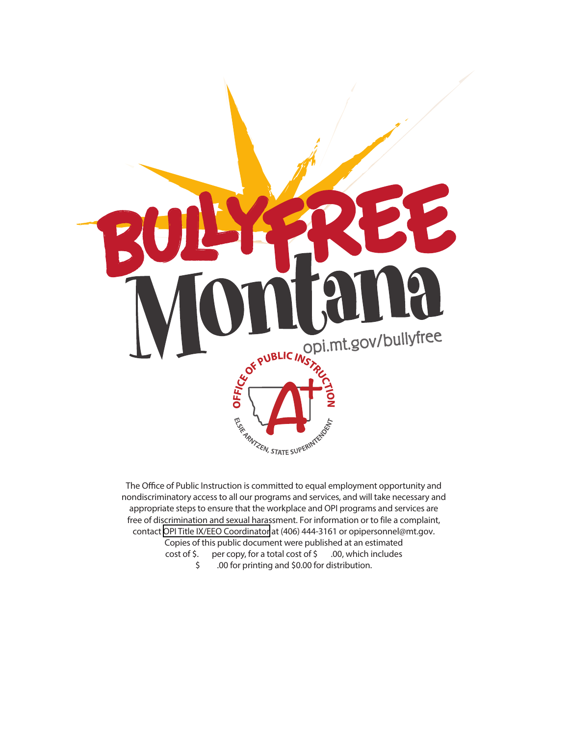BULLYFREE Montana

opi.mt.gov/bullyfree

OFFICE OF PUBLIC INSTRUCTION

ELSIE ARNTZEN, STATE SUPERINTENDENT

The Office of Public Instruction is committed to equal employment opportunity and nondiscriminatory access to all our programs and services, and will take necessary and appropriate steps to ensure that the workplace and OPI programs and services are free of discrimination and sexual harassment. For information or to file a complaint, contact OPI Title IX/EEO Coordinator at (406) 444-3161 or opipersonnel@mt.gov.
Copies of this public document were published at an estimated cost of $. per copy, for a total cost of $ .00, which includes $ .00 for printing and $0.00 for distribution.